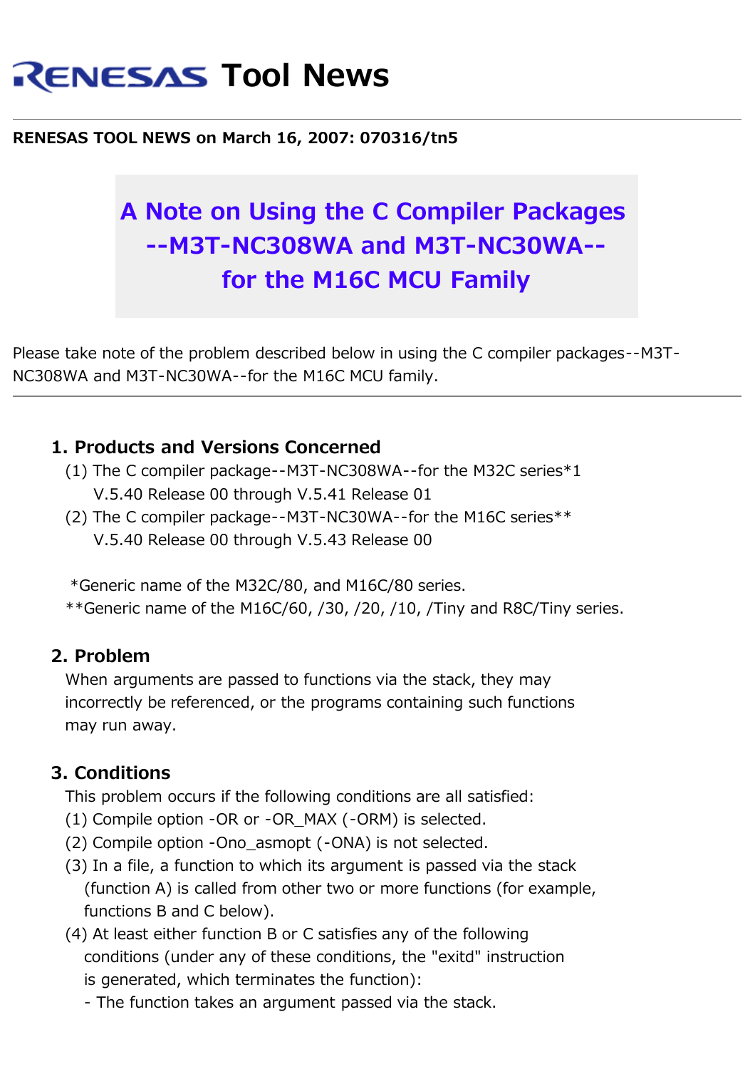# RENESAS Tool News

**RENESAS TOOL NEWS on March 16, 2007: 070316/tn5**

## A Note on Using the C Compiler Packages --M3T-NC308WA and M3T-NC30WA-- for the M16C MCU Family

Please take note of the problem described below in using the C compiler packages--M3T-NC308WA and M3T-NC30WA--for the M16C MCU family.

---

### 1. Products and Versions Concerned

(1) The C compiler package--M3T-NC308WA--for the M32C series*1
    V.5.40 Release 00 through V.5.41 Release 01

(2) The C compiler package--M3T-NC30WA--for the M16C series**
    V.5.40 Release 00 through V.5.43 Release 00

*Generic name of the M32C/80, and M16C/80 series.
**Generic name of the M16C/60, /30, /20, /10, /Tiny and R8C/Tiny series.

### 2. Problem

When arguments are passed to functions via the stack, they may incorrectly be referenced, or the programs containing such functions may run away.

### 3. Conditions

This problem occurs if the following conditions are all satisfied:

(1) Compile option -OR or -OR_MAX (-ORM) is selected.
(2) Compile option -Ono_asmopt (-ONA) is not selected.
(3) In a file, a function to which its argument is passed via the stack (function A) is called from other two or more functions (for example, functions B and C below).
(4) At least either function B or C satisfies any of the following conditions (under any of these conditions, the "exitd" instruction is generated, which terminates the function):
- The function takes an argument passed via the stack.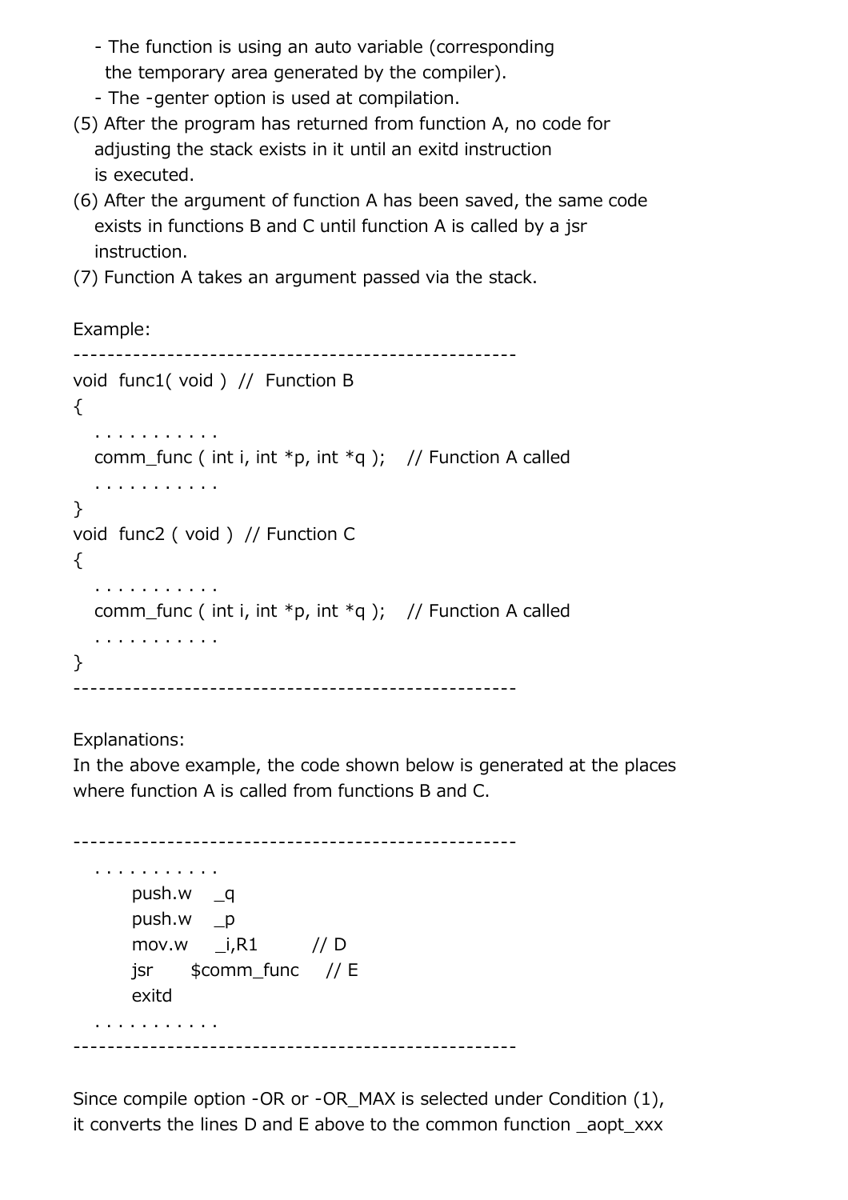- The function is using an auto variable (corresponding the temporary area generated by the compiler).
- The -genter option is used at compilation.

(5) After the program has returned from function A, no code for adjusting the stack exists in it until an exitd instruction is executed.

(6) After the argument of function A has been saved, the same code exists in functions B and C until function A is called by a jsr instruction.

(7) Function A takes an argument passed via the stack.

Example:

```
----------------------------------------------------
void  func1( void )  //  Function B
{
    . . . . . . . . . . .
    comm_func ( int i, int *p, int *q );    // Function A called
    . . . . . . . . . . .
}
void  func2 ( void )  // Function C
{
    . . . . . . . . . . .
    comm_func ( int i, int *p, int *q );    // Function A called
    . . . . . . . . . . .
}
----------------------------------------------------
```

Explanations:
In the above example, the code shown below is generated at the places where function A is called from functions B and C.

```
----------------------------------------------------
    . . . . . . . . . . .
        push.w    _q
        push.w    _p
        mov.w     _i,R1         // D
        jsr       $comm_func    // E
        exitd
    . . . . . . . . . . .
----------------------------------------------------
```

Since compile option -OR or -OR_MAX is selected under Condition (1), it converts the lines D and E above to the common function _aopt_xxx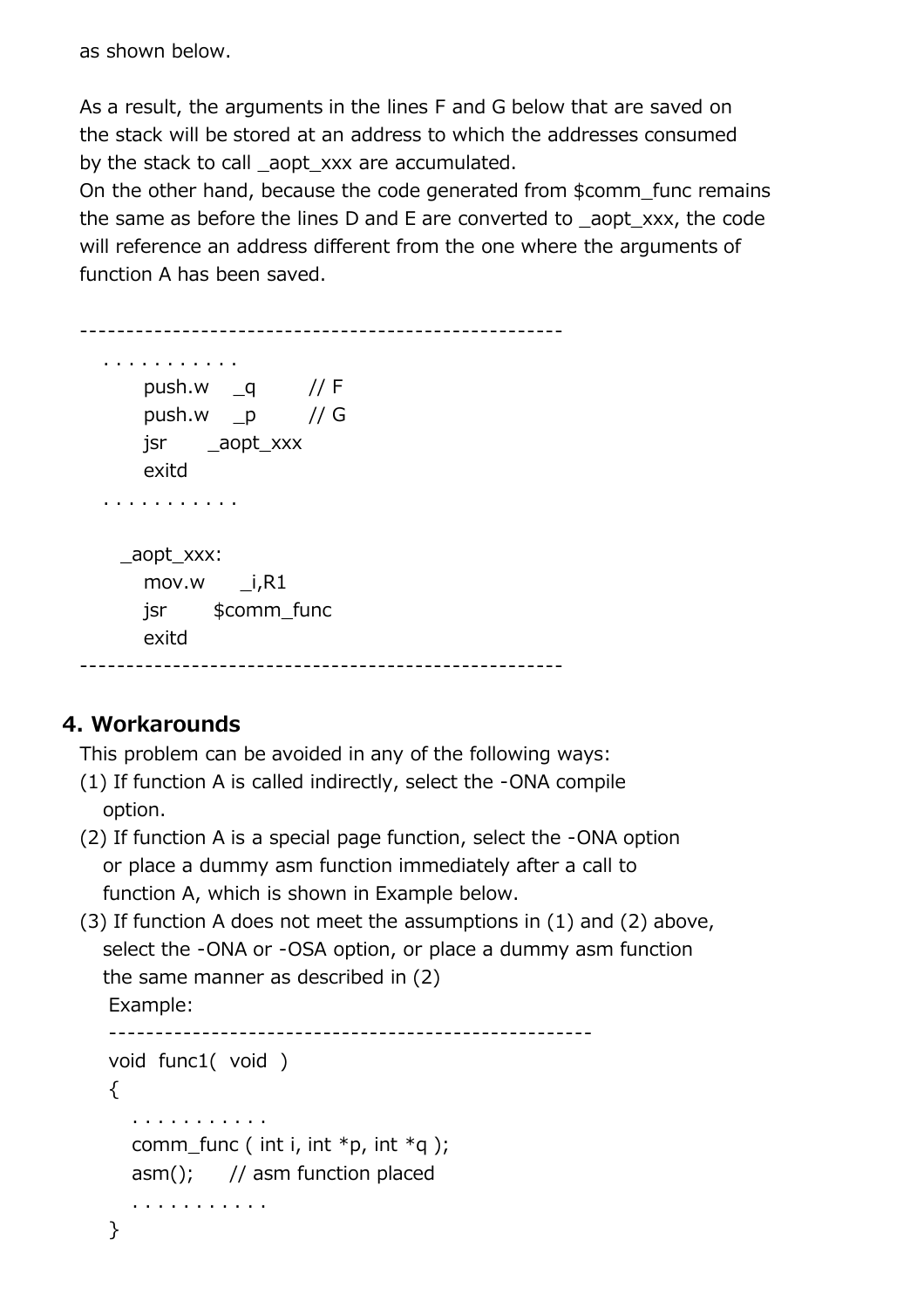as shown below.

As a result, the arguments in the lines F and G below that are saved on the stack will be stored at an address to which the addresses consumed by the stack to call _aopt_xxx are accumulated.
On the other hand, because the code generated from $comm_func remains the same as before the lines D and E are converted to _aopt_xxx, the code will reference an address different from the one where the arguments of function A has been saved.

```
----------------------------------------------------
  . . . . . . . . . . .
        push.w    _q        // F
        push.w    _p        // G
        jsr       _aopt_xxx
        exitd
  . . . . . . . . . . .

     _aopt_xxx:
        mov.w      _i,R1
        jsr        $comm_func
        exitd
----------------------------------------------------
```

## 4. Workarounds

This problem can be avoided in any of the following ways:

(1) If function A is called indirectly, select the -ONA compile option.

(2) If function A is a special page function, select the -ONA option or place a dummy asm function immediately after a call to function A, which is shown in Example below.

(3) If function A does not meet the assumptions in (1) and (2) above, select the -ONA or -OSA option, or place a dummy asm function the same manner as described in (2)

Example:

```
----------------------------------------------------
void  func1(  void  )
{
   . . . . . . . . . . .
   comm_func ( int i, int *p, int *q );
   asm();      // asm function placed
   . . . . . . . . . . .
}
```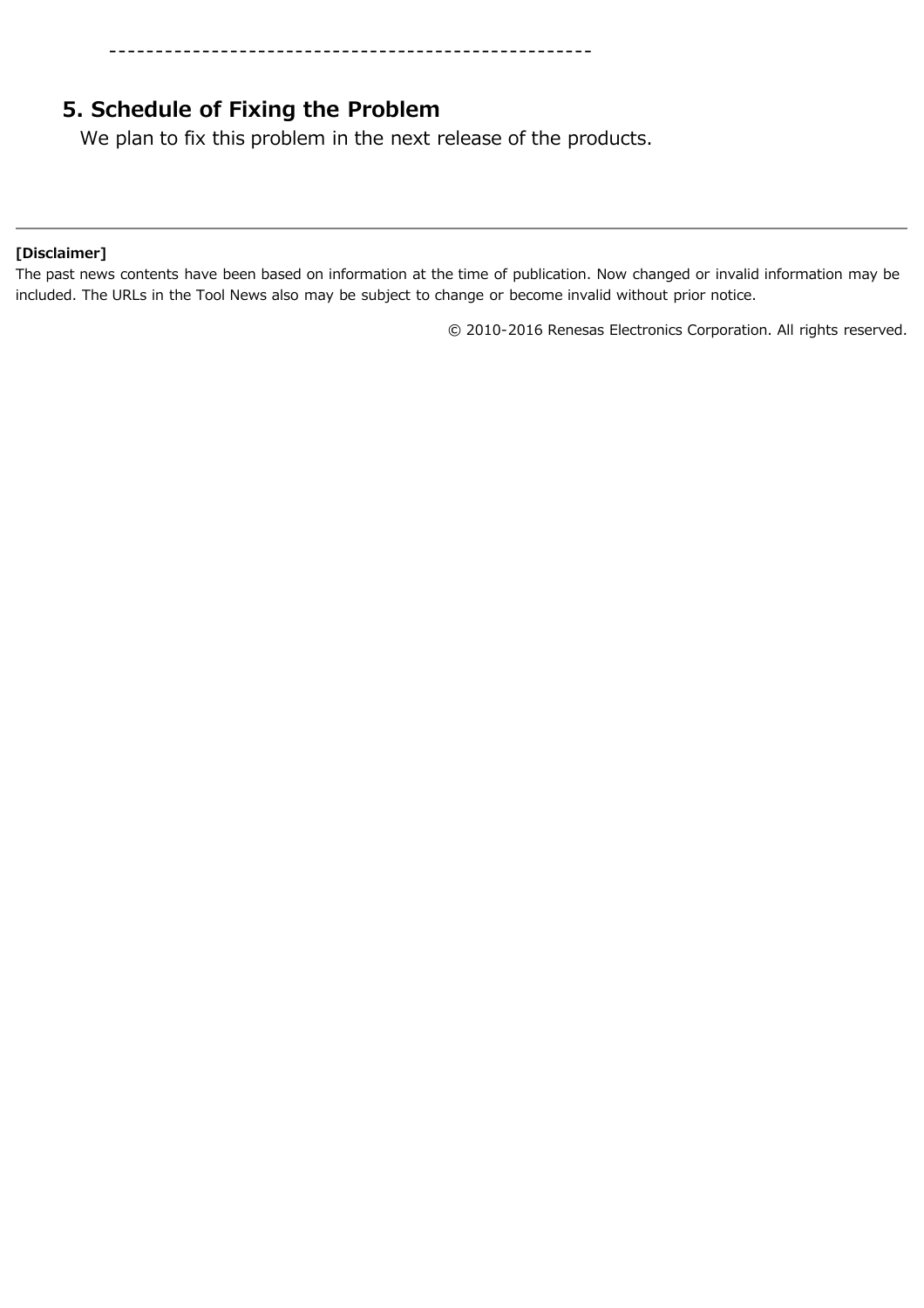--------------------------------------------------

## 5. Schedule of Fixing the Problem

We plan to fix this problem in the next release of the products.

---

**[Disclaimer]**

The past news contents have been based on information at the time of publication. Now changed or invalid information may be included. The URLs in the Tool News also may be subject to change or become invalid without prior notice.

© 2010-2016 Renesas Electronics Corporation. All rights reserved.